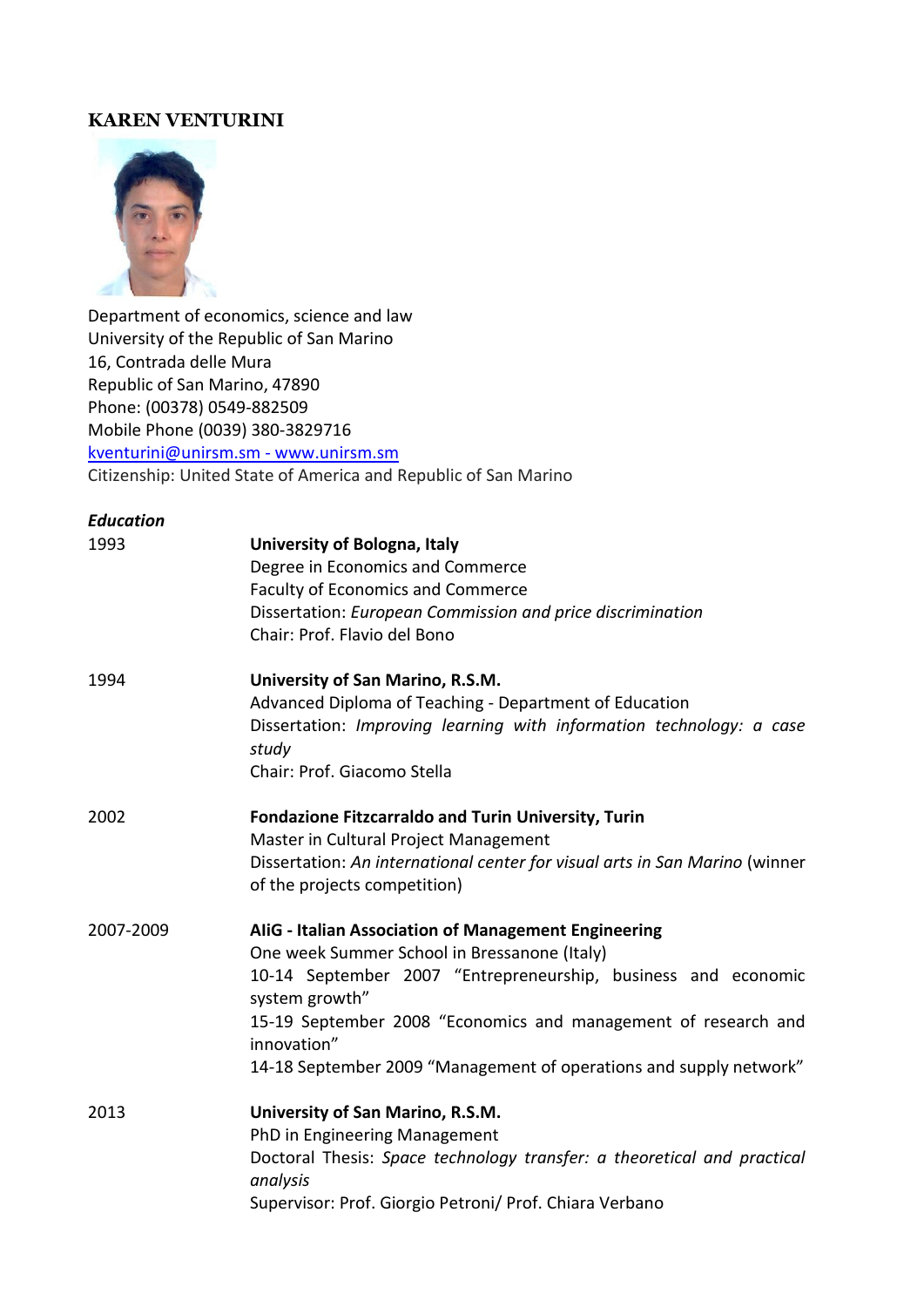# KAREN VENTURINI

Department of economics, science and law
University of the Republic of San Marino
16, Contrada delle Mura
Republic of San Marino, 47890
Phone: (00378) 0549-882509
Mobile Phone (0039) 380-3829716
kventurini@unirsm.sm - www.unirsm.sm
Citizenship: United State of America and Republic of San Marino

### *Education*

**1993** — **University of Bologna, Italy**
Degree in Economics and Commerce
Faculty of Economics and Commerce
Dissertation: *European Commission and price discrimination*
Chair: Prof. Flavio del Bono

**1994** — **University of San Marino, R.S.M.**
Advanced Diploma of Teaching - Department of Education
Dissertation: *Improving learning with information technology: a case study*
Chair: Prof. Giacomo Stella

**2002** — **Fondazione Fitzcarraldo and Turin University, Turin**
Master in Cultural Project Management
Dissertation: *An international center for visual arts in San Marino* (winner of the projects competition)

**2007-2009** — **AIiG - Italian Association of Management Engineering**
One week Summer School in Bressanone (Italy)
10-14 September 2007 "Entrepreneurship, business and economic system growth"
15-19 September 2008 "Economics and management of research and innovation"
14-18 September 2009 "Management of operations and supply network"

**2013** — **University of San Marino, R.S.M.**
PhD in Engineering Management
Doctoral Thesis: *Space technology transfer: a theoretical and practical analysis*
Supervisor: Prof. Giorgio Petroni/ Prof. Chiara Verbano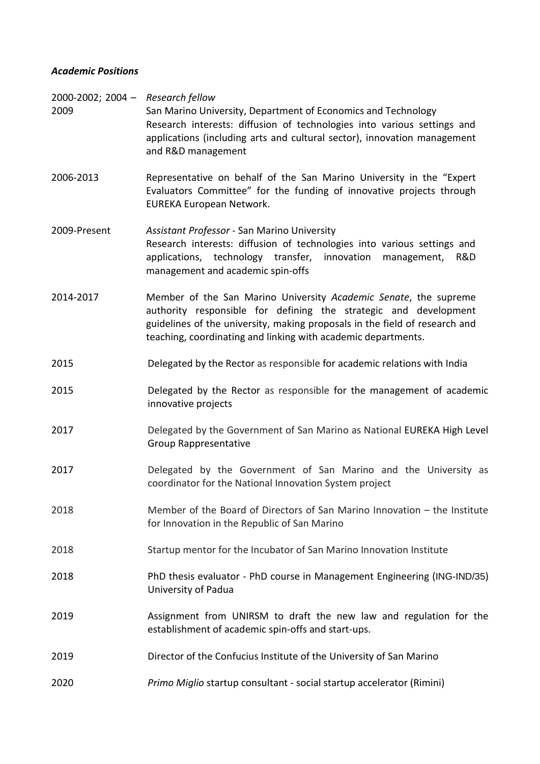***Academic Positions***

| | |
|---|---|
| 2000-2002; 2004 – 2009 | *Research fellow*<br>San Marino University, Department of Economics and Technology<br>Research interests: diffusion of technologies into various settings and applications (including arts and cultural sector), innovation management and R&D management |
| 2006-2013 | Representative on behalf of the San Marino University in the "Expert Evaluators Committee" for the funding of innovative projects through EUREKA European Network. |
| 2009-Present | *Assistant Professor* - San Marino University<br>Research interests: diffusion of technologies into various settings and applications, technology transfer, innovation management, R&D management and academic spin-offs |
| 2014-2017 | Member of the San Marino University *Academic Senate*, the supreme authority responsible for defining the strategic and development guidelines of the university, making proposals in the field of research and teaching, coordinating and linking with academic departments. |
| 2015 | Delegated by the Rector as responsible for academic relations with India |
| 2015 | Delegated by the Rector as responsible for the management of academic innovative projects |
| 2017 | Delegated by the Government of San Marino as National EUREKA High Level Group Rappresentative |
| 2017 | Delegated by the Government of San Marino and the University as coordinator for the National Innovation System project |
| 2018 | Member of the Board of Directors of San Marino Innovation – the Institute for Innovation in the Republic of San Marino |
| 2018 | Startup mentor for the Incubator of San Marino Innovation Institute |
| 2018 | PhD thesis evaluator - PhD course in Management Engineering (ING-IND/35) University of Padua |
| 2019 | Assignment from UNIRSM to draft the new law and regulation for the establishment of academic spin-offs and start-ups. |
| 2019 | Director of the Confucius Institute of the University of San Marino |
| 2020 | *Primo Miglio* startup consultant - social startup accelerator (Rimini) |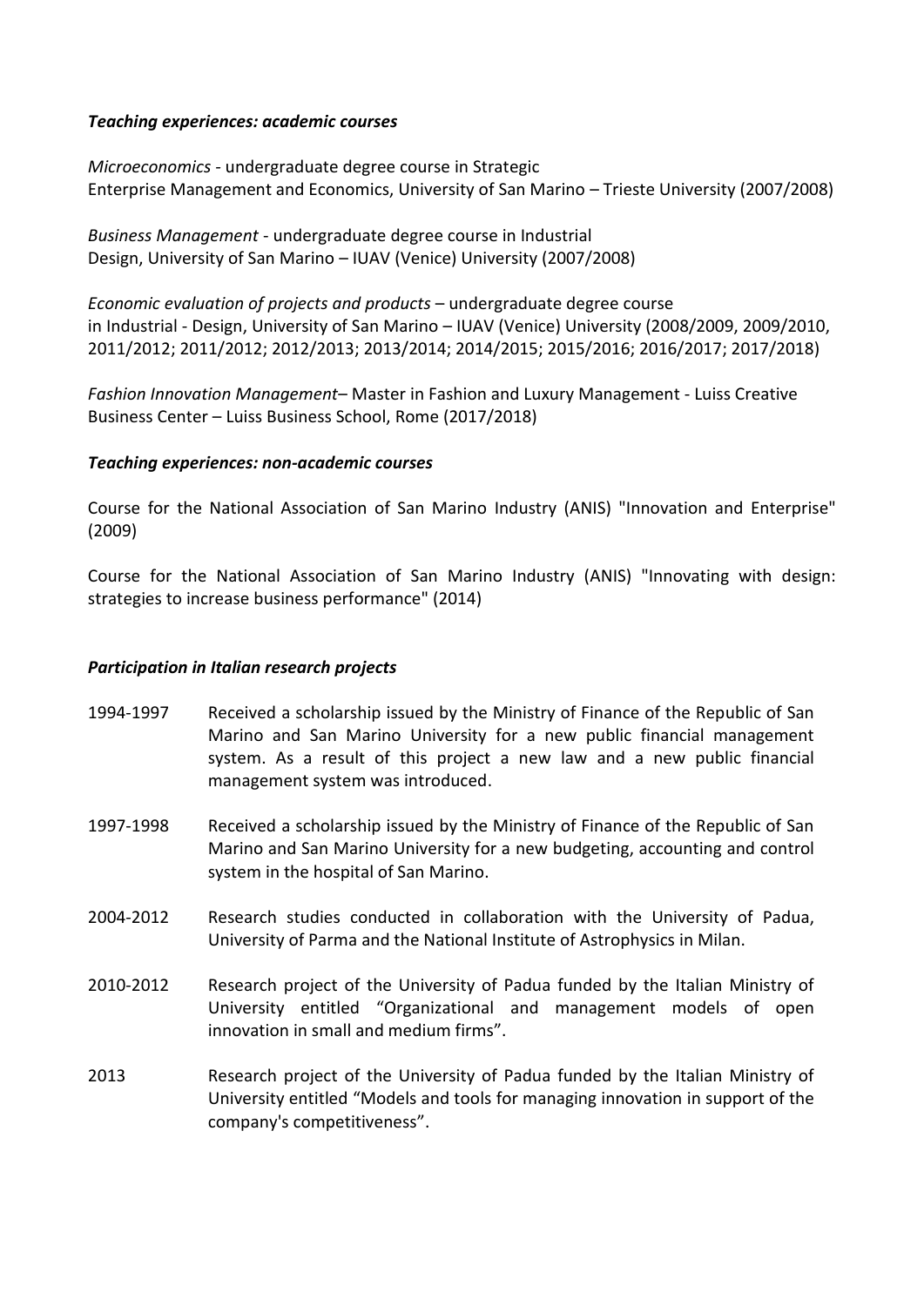***Teaching experiences: academic courses***

*Microeconomics* - undergraduate degree course in Strategic Enterprise Management and Economics, University of San Marino – Trieste University (2007/2008)

*Business Management* - undergraduate degree course in Industrial Design, University of San Marino – IUAV (Venice) University (2007/2008)

*Economic evaluation of projects and products* – undergraduate degree course in Industrial - Design, University of San Marino – IUAV (Venice) University (2008/2009, 2009/2010, 2011/2012; 2011/2012; 2012/2013; 2013/2014; 2014/2015; 2015/2016; 2016/2017; 2017/2018)

*Fashion Innovation Management*– Master in Fashion and Luxury Management - Luiss Creative Business Center – Luiss Business School, Rome (2017/2018)

***Teaching experiences: non-academic courses***

Course for the National Association of San Marino Industry (ANIS) "Innovation and Enterprise" (2009)

Course for the National Association of San Marino Industry (ANIS) "Innovating with design: strategies to increase business performance" (2014)

***Participation in Italian research projects***

1994-1997 Received a scholarship issued by the Ministry of Finance of the Republic of San Marino and San Marino University for a new public financial management system. As a result of this project a new law and a new public financial management system was introduced.

1997-1998 Received a scholarship issued by the Ministry of Finance of the Republic of San Marino and San Marino University for a new budgeting, accounting and control system in the hospital of San Marino.

2004-2012 Research studies conducted in collaboration with the University of Padua, University of Parma and the National Institute of Astrophysics in Milan.

2010-2012 Research project of the University of Padua funded by the Italian Ministry of University entitled "Organizational and management models of open innovation in small and medium firms".

2013 Research project of the University of Padua funded by the Italian Ministry of University entitled "Models and tools for managing innovation in support of the company's competitiveness".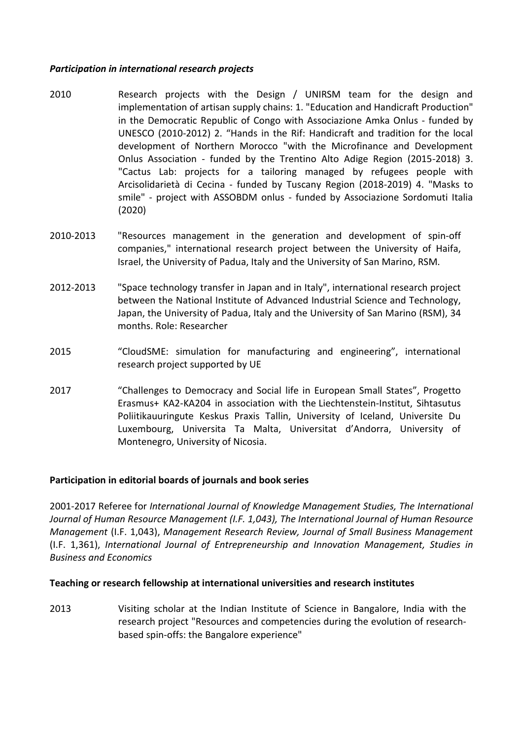### ***Participation in international research projects***

2010 Research projects with the Design / UNIRSM team for the design and implementation of artisan supply chains: 1. "Education and Handicraft Production" in the Democratic Republic of Congo with Associazione Amka Onlus - funded by UNESCO (2010-2012) 2. "Hands in the Rif: Handicraft and tradition for the local development of Northern Morocco "with the Microfinance and Development Onlus Association - funded by the Trentino Alto Adige Region (2015-2018) 3. "Cactus Lab: projects for a tailoring managed by refugees people with Arcisolidarietà di Cecina - funded by Tuscany Region (2018-2019) 4. "Masks to smile" - project with ASSOBDM onlus - funded by Associazione Sordomuti Italia (2020)

2010-2013 "Resources management in the generation and development of spin-off companies," international research project between the University of Haifa, Israel, the University of Padua, Italy and the University of San Marino, RSM.

2012-2013 "Space technology transfer in Japan and in Italy", international research project between the National Institute of Advanced Industrial Science and Technology, Japan, the University of Padua, Italy and the University of San Marino (RSM), 34 months. Role: Researcher

2015 "CloudSME: simulation for manufacturing and engineering", international research project supported by UE

2017 "Challenges to Democracy and Social life in European Small States", Progetto Erasmus+ KA2-KA204 in association with the Liechtenstein-Institut, Sihtasutus Poliitikauuringute Keskus Praxis Tallin, University of Iceland, Universite Du Luxembourg, Universita Ta Malta, Universitat d'Andorra, University of Montenegro, University of Nicosia.

### **Participation in editorial boards of journals and book series**

2001-2017 Referee for *International Journal of Knowledge Management Studies, The International Journal of Human Resource Management (I.F. 1,043), The International Journal of Human Resource Management* (I.F. 1,043), *Management Research Review, Journal of Small Business Management* (I.F. 1,361), *International Journal of Entrepreneurship and Innovation Management, Studies in Business and Economics*

### **Teaching or research fellowship at international universities and research institutes**

2013 Visiting scholar at the Indian Institute of Science in Bangalore, India with the research project "Resources and competencies during the evolution of research-based spin-offs: the Bangalore experience"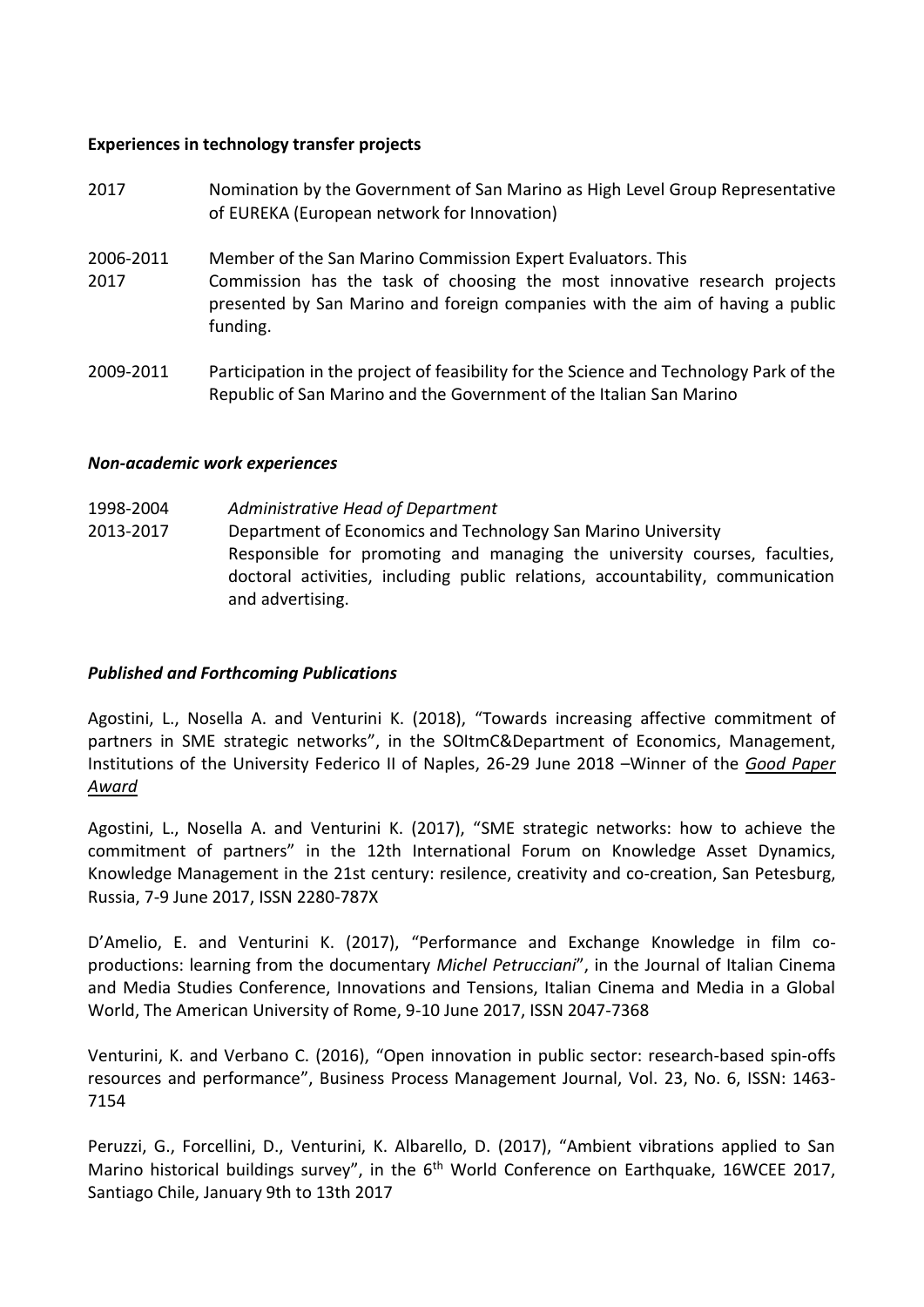**Experiences in technology transfer projects**

2017 Nomination by the Government of San Marino as High Level Group Representative of EUREKA (European network for Innovation)

2006-2011
2017 Member of the San Marino Commission Expert Evaluators. This Commission has the task of choosing the most innovative research projects presented by San Marino and foreign companies with the aim of having a public funding.

2009-2011 Participation in the project of feasibility for the Science and Technology Park of the Republic of San Marino and the Government of the Italian San Marino

***Non-academic work experiences***

1998-2004
2013-2017 *Administrative Head of Department*
Department of Economics and Technology San Marino University
Responsible for promoting and managing the university courses, faculties, doctoral activities, including public relations, accountability, communication and advertising.

***Published and Forthcoming Publications***

Agostini, L., Nosella A. and Venturini K. (2018), "Towards increasing affective commitment of partners in SME strategic networks", in the SOItmC&Department of Economics, Management, Institutions of the University Federico II of Naples, 26-29 June 2018 –Winner of the *Good Paper Award*

Agostini, L., Nosella A. and Venturini K. (2017), "SME strategic networks: how to achieve the commitment of partners" in the 12th International Forum on Knowledge Asset Dynamics, Knowledge Management in the 21st century: resilence, creativity and co-creation, San Petesburg, Russia, 7-9 June 2017, ISSN 2280-787X

D'Amelio, E. and Venturini K. (2017), "Performance and Exchange Knowledge in film co-productions: learning from the documentary *Michel Petrucciani*", in the Journal of Italian Cinema and Media Studies Conference, Innovations and Tensions, Italian Cinema and Media in a Global World, The American University of Rome, 9-10 June 2017, ISSN 2047-7368

Venturini, K. and Verbano C. (2016), "Open innovation in public sector: research-based spin-offs resources and performance", Business Process Management Journal, Vol. 23, No. 6, ISSN: 1463-7154

Peruzzi, G., Forcellini, D., Venturini, K. Albarello, D. (2017), "Ambient vibrations applied to San Marino historical buildings survey", in the 6th World Conference on Earthquake, 16WCEE 2017, Santiago Chile, January 9th to 13th 2017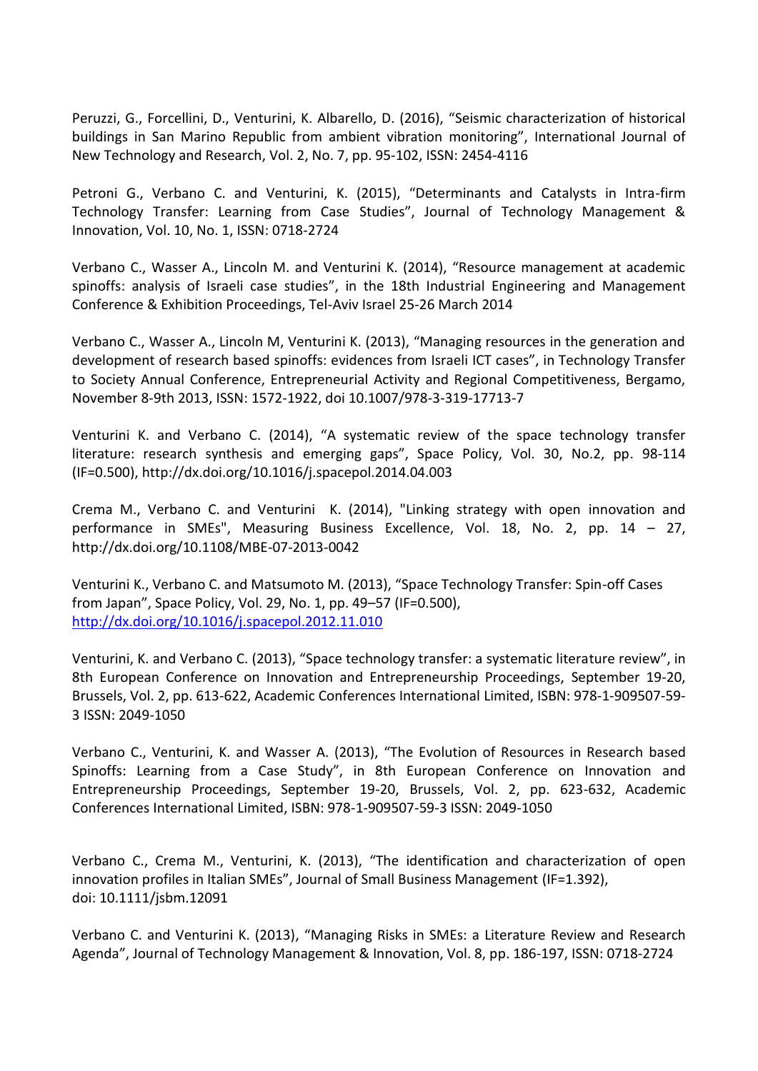Peruzzi, G., Forcellini, D., Venturini, K. Albarello, D. (2016), “Seismic characterization of historical buildings in San Marino Republic from ambient vibration monitoring”, International Journal of New Technology and Research, Vol. 2, No. 7, pp. 95-102, ISSN: 2454-4116

Petroni G., Verbano C. and Venturini, K. (2015), “Determinants and Catalysts in Intra-firm Technology Transfer: Learning from Case Studies”, Journal of Technology Management & Innovation, Vol. 10, No. 1, ISSN: 0718-2724

Verbano C., Wasser A., Lincoln M. and Venturini K. (2014), “Resource management at academic spinoffs: analysis of Israeli case studies”, in the 18th Industrial Engineering and Management Conference & Exhibition Proceedings, Tel-Aviv Israel 25-26 March 2014

Verbano C., Wasser A., Lincoln M, Venturini K. (2013), “Managing resources in the generation and development of research based spinoffs: evidences from Israeli ICT cases”, in Technology Transfer to Society Annual Conference, Entrepreneurial Activity and Regional Competitiveness, Bergamo, November 8-9th 2013, ISSN: 1572-1922, doi 10.1007/978-3-319-17713-7

Venturini K. and Verbano C. (2014), “A systematic review of the space technology transfer literature: research synthesis and emerging gaps”, Space Policy, Vol. 30, No.2, pp. 98-114 (IF=0.500), http://dx.doi.org/10.1016/j.spacepol.2014.04.003

Crema M., Verbano C. and Venturini K. (2014), "Linking strategy with open innovation and performance in SMEs", Measuring Business Excellence, Vol. 18, No. 2, pp. 14 – 27, http://dx.doi.org/10.1108/MBE-07-2013-0042

Venturini K., Verbano C. and Matsumoto M. (2013), “Space Technology Transfer: Spin-off Cases from Japan”, Space Policy, Vol. 29, No. 1, pp. 49–57 (IF=0.500), http://dx.doi.org/10.1016/j.spacepol.2012.11.010

Venturini, K. and Verbano C. (2013), “Space technology transfer: a systematic literature review”, in 8th European Conference on Innovation and Entrepreneurship Proceedings, September 19-20, Brussels, Vol. 2, pp. 613-622, Academic Conferences International Limited, ISBN: 978-1-909507-59-3 ISSN: 2049-1050

Verbano C., Venturini, K. and Wasser A. (2013), “The Evolution of Resources in Research based Spinoffs: Learning from a Case Study”, in 8th European Conference on Innovation and Entrepreneurship Proceedings, September 19-20, Brussels, Vol. 2, pp. 623-632, Academic Conferences International Limited, ISBN: 978-1-909507-59-3 ISSN: 2049-1050

Verbano C., Crema M., Venturini, K. (2013), “The identification and characterization of open innovation profiles in Italian SMEs”, Journal of Small Business Management (IF=1.392), doi: 10.1111/jsbm.12091

Verbano C. and Venturini K. (2013), “Managing Risks in SMEs: a Literature Review and Research Agenda”, Journal of Technology Management & Innovation, Vol. 8, pp. 186-197, ISSN: 0718-2724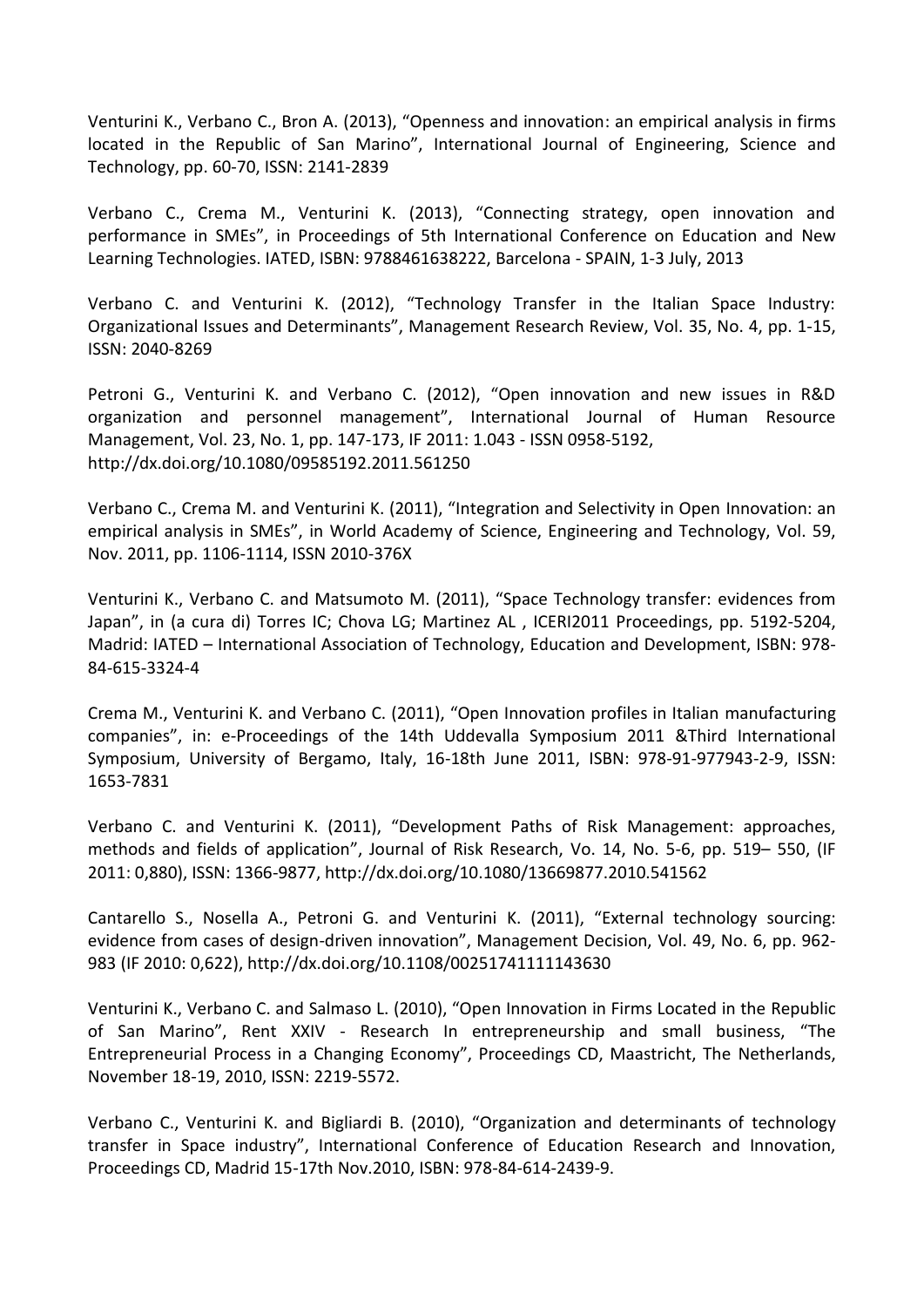Venturini K., Verbano C., Bron A. (2013), "Openness and innovation: an empirical analysis in firms located in the Republic of San Marino", International Journal of Engineering, Science and Technology, pp. 60-70, ISSN: 2141-2839

Verbano C., Crema M., Venturini K. (2013), "Connecting strategy, open innovation and performance in SMEs", in Proceedings of 5th International Conference on Education and New Learning Technologies. IATED, ISBN: 9788461638222, Barcelona - SPAIN, 1-3 July, 2013

Verbano C. and Venturini K. (2012), "Technology Transfer in the Italian Space Industry: Organizational Issues and Determinants", Management Research Review, Vol. 35, No. 4, pp. 1-15, ISSN: 2040-8269

Petroni G., Venturini K. and Verbano C. (2012), "Open innovation and new issues in R&D organization and personnel management", International Journal of Human Resource Management, Vol. 23, No. 1, pp. 147-173, IF 2011: 1.043 - ISSN 0958-5192, http://dx.doi.org/10.1080/09585192.2011.561250

Verbano C., Crema M. and Venturini K. (2011), "Integration and Selectivity in Open Innovation: an empirical analysis in SMEs", in World Academy of Science, Engineering and Technology, Vol. 59, Nov. 2011, pp. 1106-1114, ISSN 2010-376X

Venturini K., Verbano C. and Matsumoto M. (2011), "Space Technology transfer: evidences from Japan", in (a cura di) Torres IC; Chova LG; Martinez AL , ICERI2011 Proceedings, pp. 5192-5204, Madrid: IATED – International Association of Technology, Education and Development, ISBN: 978-84-615-3324-4

Crema M., Venturini K. and Verbano C. (2011), "Open Innovation profiles in Italian manufacturing companies", in: e-Proceedings of the 14th Uddevalla Symposium 2011 &Third International Symposium, University of Bergamo, Italy, 16-18th June 2011, ISBN: 978-91-977943-2-9, ISSN: 1653-7831

Verbano C. and Venturini K. (2011), "Development Paths of Risk Management: approaches, methods and fields of application", Journal of Risk Research, Vo. 14, No. 5-6, pp. 519– 550, (IF 2011: 0,880), ISSN: 1366-9877, http://dx.doi.org/10.1080/13669877.2010.541562

Cantarello S., Nosella A., Petroni G. and Venturini K. (2011), "External technology sourcing: evidence from cases of design-driven innovation", Management Decision, Vol. 49, No. 6, pp. 962-983 (IF 2010: 0,622), http://dx.doi.org/10.1108/00251741111143630

Venturini K., Verbano C. and Salmaso L. (2010), "Open Innovation in Firms Located in the Republic of San Marino", Rent XXIV - Research In entrepreneurship and small business, "The Entrepreneurial Process in a Changing Economy", Proceedings CD, Maastricht, The Netherlands, November 18-19, 2010, ISSN: 2219-5572.

Verbano C., Venturini K. and Bigliardi B. (2010), "Organization and determinants of technology transfer in Space industry", International Conference of Education Research and Innovation, Proceedings CD, Madrid 15-17th Nov.2010, ISBN: 978-84-614-2439-9.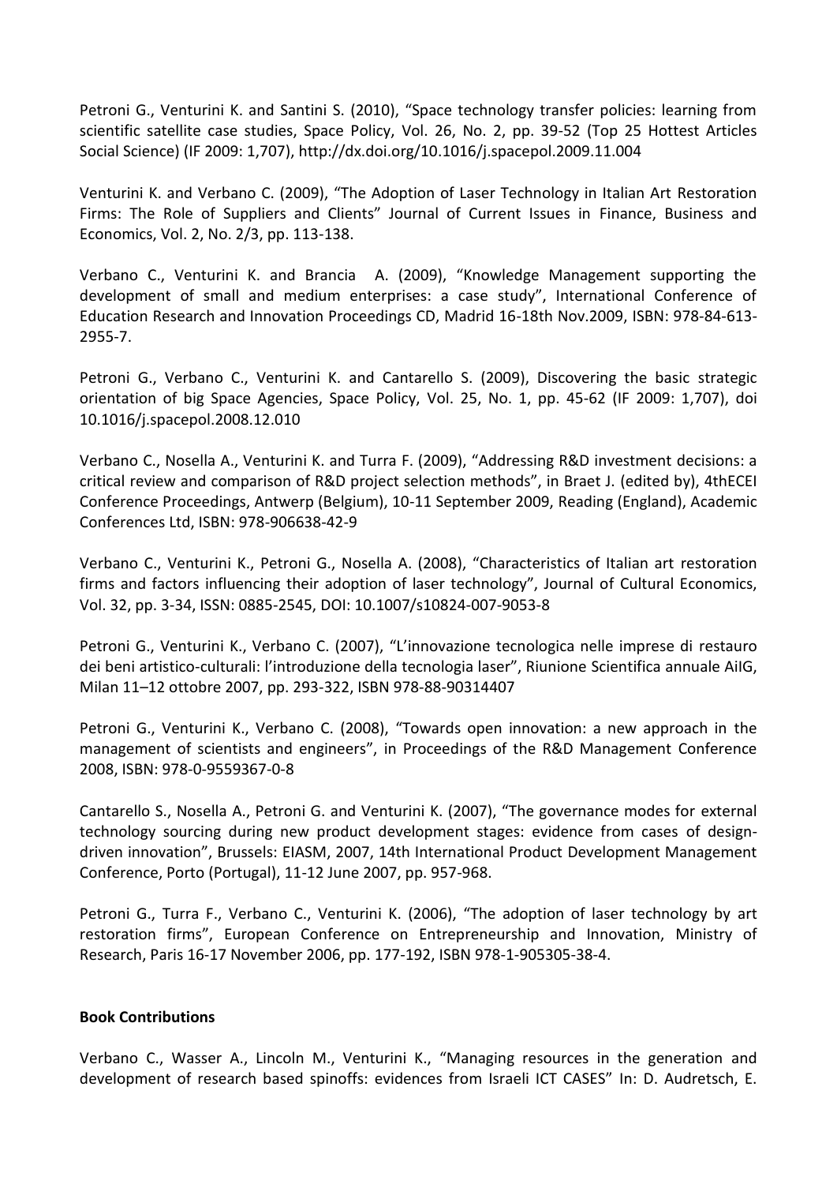Petroni G., Venturini K. and Santini S. (2010), "Space technology transfer policies: learning from scientific satellite case studies, Space Policy, Vol. 26, No. 2, pp. 39-52 (Top 25 Hottest Articles Social Science) (IF 2009: 1,707), http://dx.doi.org/10.1016/j.spacepol.2009.11.004

Venturini K. and Verbano C. (2009), "The Adoption of Laser Technology in Italian Art Restoration Firms: The Role of Suppliers and Clients" Journal of Current Issues in Finance, Business and Economics, Vol. 2, No. 2/3, pp. 113-138.

Verbano C., Venturini K. and Brancia A. (2009), "Knowledge Management supporting the development of small and medium enterprises: a case study", International Conference of Education Research and Innovation Proceedings CD, Madrid 16-18th Nov.2009, ISBN: 978-84-613-2955-7.

Petroni G., Verbano C., Venturini K. and Cantarello S. (2009), Discovering the basic strategic orientation of big Space Agencies, Space Policy, Vol. 25, No. 1, pp. 45-62 (IF 2009: 1,707), doi 10.1016/j.spacepol.2008.12.010

Verbano C., Nosella A., Venturini K. and Turra F. (2009), "Addressing R&D investment decisions: a critical review and comparison of R&D project selection methods", in Braet J. (edited by), 4thECEI Conference Proceedings, Antwerp (Belgium), 10-11 September 2009, Reading (England), Academic Conferences Ltd, ISBN: 978-906638-42-9

Verbano C., Venturini K., Petroni G., Nosella A. (2008), "Characteristics of Italian art restoration firms and factors influencing their adoption of laser technology", Journal of Cultural Economics, Vol. 32, pp. 3-34, ISSN: 0885-2545, DOI: 10.1007/s10824-007-9053-8

Petroni G., Venturini K., Verbano C. (2007), "L'innovazione tecnologica nelle imprese di restauro dei beni artistico-culturali: l'introduzione della tecnologia laser", Riunione Scientifica annuale AiIG, Milan 11–12 ottobre 2007, pp. 293-322, ISBN 978-88-90314407

Petroni G., Venturini K., Verbano C. (2008), "Towards open innovation: a new approach in the management of scientists and engineers", in Proceedings of the R&D Management Conference 2008, ISBN: 978-0-9559367-0-8

Cantarello S., Nosella A., Petroni G. and Venturini K. (2007), "The governance modes for external technology sourcing during new product development stages: evidence from cases of design-driven innovation", Brussels: EIASM, 2007, 14th International Product Development Management Conference, Porto (Portugal), 11-12 June 2007, pp. 957-968.

Petroni G., Turra F., Verbano C., Venturini K. (2006), "The adoption of laser technology by art restoration firms", European Conference on Entrepreneurship and Innovation, Ministry of Research, Paris 16-17 November 2006, pp. 177-192, ISBN 978-1-905305-38-4.

**Book Contributions**

Verbano C., Wasser A., Lincoln M., Venturini K., "Managing resources in the generation and development of research based spinoffs: evidences from Israeli ICT CASES" In: D. Audretsch, E.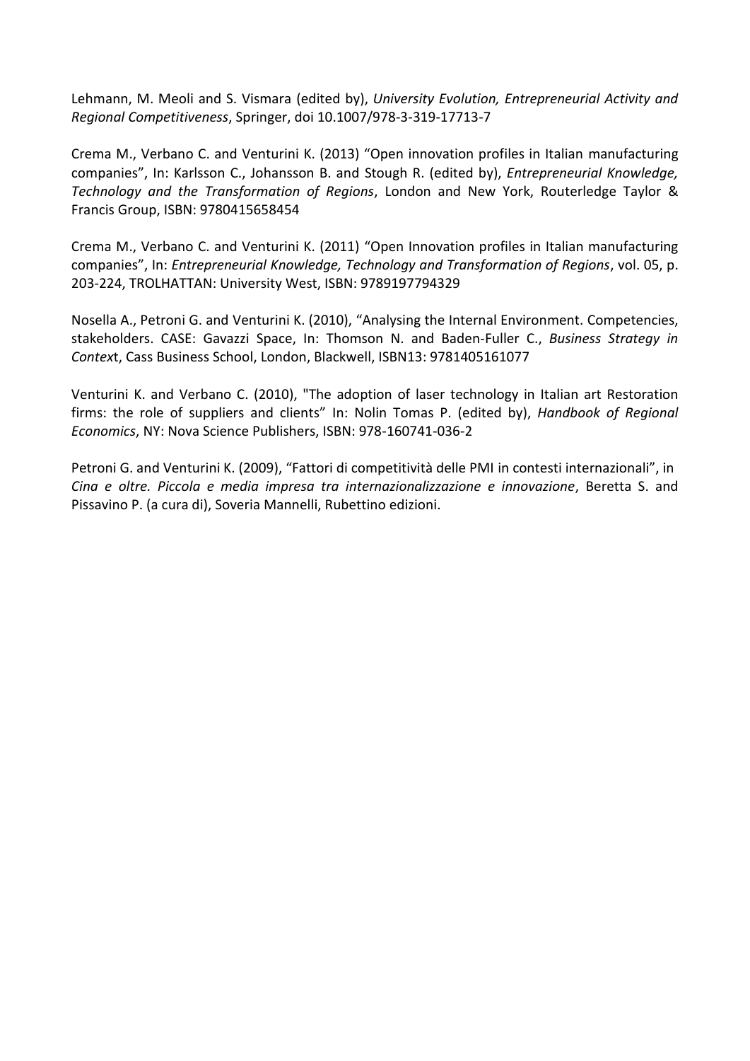Lehmann, M. Meoli and S. Vismara (edited by), *University Evolution, Entrepreneurial Activity and Regional Competitiveness*, Springer, doi 10.1007/978-3-319-17713-7

Crema M., Verbano C. and Venturini K. (2013) "Open innovation profiles in Italian manufacturing companies", In: Karlsson C., Johansson B. and Stough R. (edited by), *Entrepreneurial Knowledge, Technology and the Transformation of Regions*, London and New York, Routerledge Taylor & Francis Group, ISBN: 9780415658454

Crema M., Verbano C. and Venturini K. (2011) "Open Innovation profiles in Italian manufacturing companies", In: *Entrepreneurial Knowledge, Technology and Transformation of Regions*, vol. 05, p. 203-224, TROLHATTAN: University West, ISBN: 9789197794329

Nosella A., Petroni G. and Venturini K. (2010), "Analysing the Internal Environment. Competencies, stakeholders. CASE: Gavazzi Space, In: Thomson N. and Baden-Fuller C., *Business Strategy in Contex*t, Cass Business School, London, Blackwell, ISBN13: 9781405161077

Venturini K. and Verbano C. (2010), "The adoption of laser technology in Italian art Restoration firms: the role of suppliers and clients" In: Nolin Tomas P. (edited by), *Handbook of Regional Economics*, NY: Nova Science Publishers, ISBN: 978-160741-036-2

Petroni G. and Venturini K. (2009), "Fattori di competitività delle PMI in contesti internazionali", in *Cina e oltre. Piccola e media impresa tra internazionalizzazione e innovazione*, Beretta S. and Pissavino P. (a cura di), Soveria Mannelli, Rubettino edizioni.